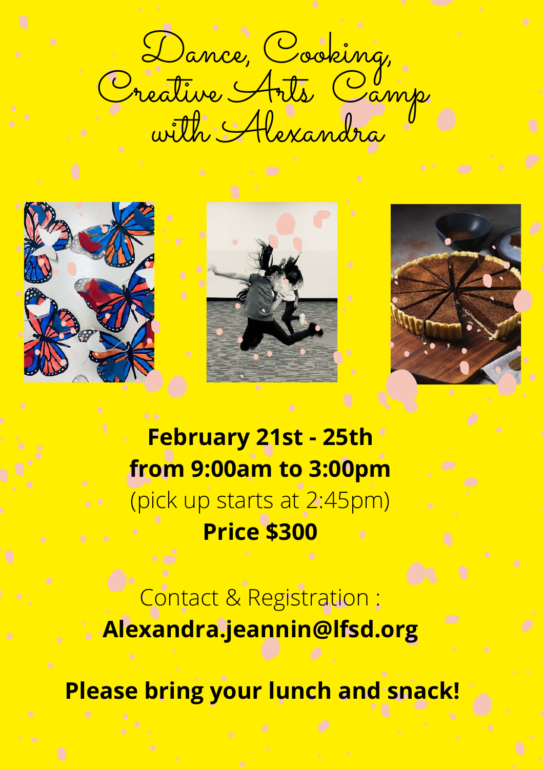# Dance, Cooking, Creative Arts Camp with Alexandra

**February 21st - 25th**
**from 9:00am to 3:00pm**
(pick up starts at 2:45pm)
**Price $300**

Contact & Registration :
**Alexandra.jeannin@lfsd.org**

**Please bring your lunch and snack!**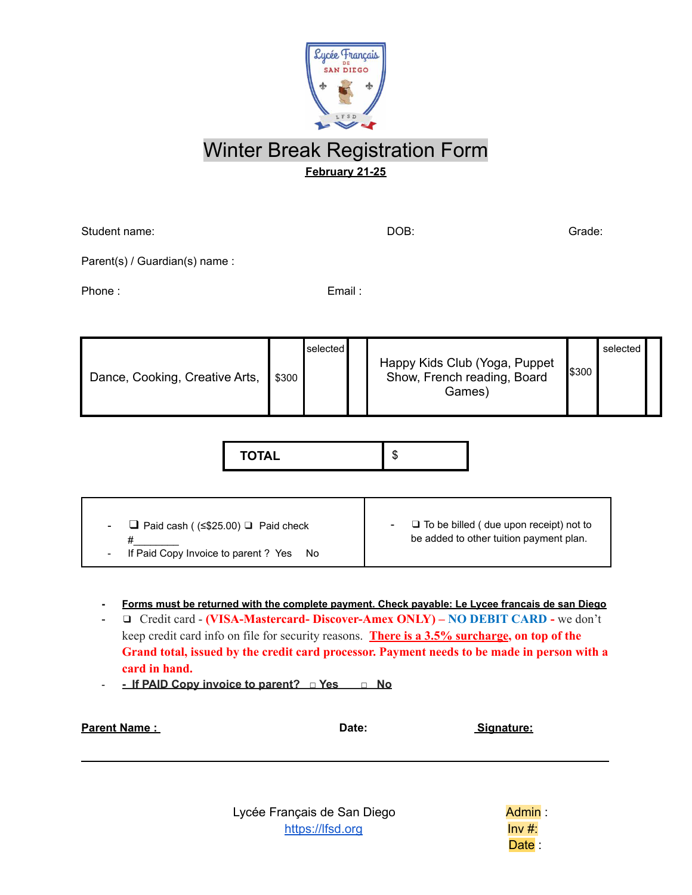Lycée Français de San Diego

LFSD

# Winter Break Registration Form

**February 21-25**

Student name: DOB: Grade:

Parent(s) / Guardian(s) name :

Phone : Email :

| | | | | | | | |
|---|---|---|---|---|---|---|---|
| Dance, Cooking, Creative Arts, | $300 | selected | | Happy Kids Club (Yoga, Puppet Show, French reading, Board Games) | $300 | selected | |

| | |
|---|---|
| **TOTAL** | $ |

| | |
|---|---|
| - ❑ Paid cash ( (≤$25.00) ❑ Paid check #________<br>- If Paid Copy Invoice to parent ? Yes No | - ❑ To be billed ( due upon receipt) not to be added to other tuition payment plan. |

- **Forms must be returned with the complete payment. Check payable: Le Lycee francais de san Diego**
- ❑ Credit card - **(VISA-Mastercard- Discover-Amex ONLY) – NO DEBIT CARD -** we don't keep credit card info on file for security reasons. **There is a 3.5% surcharge, on top of the Grand total, issued by the credit card processor. Payment needs to be made in person with a card in hand.**
- **- If PAID Copy invoice to parent? □ Yes □ No**

**Parent Name :** **Date:** **Signature:**

Lycée Français de San Diego
https://lfsd.org

Admin :
Inv #:
Date :